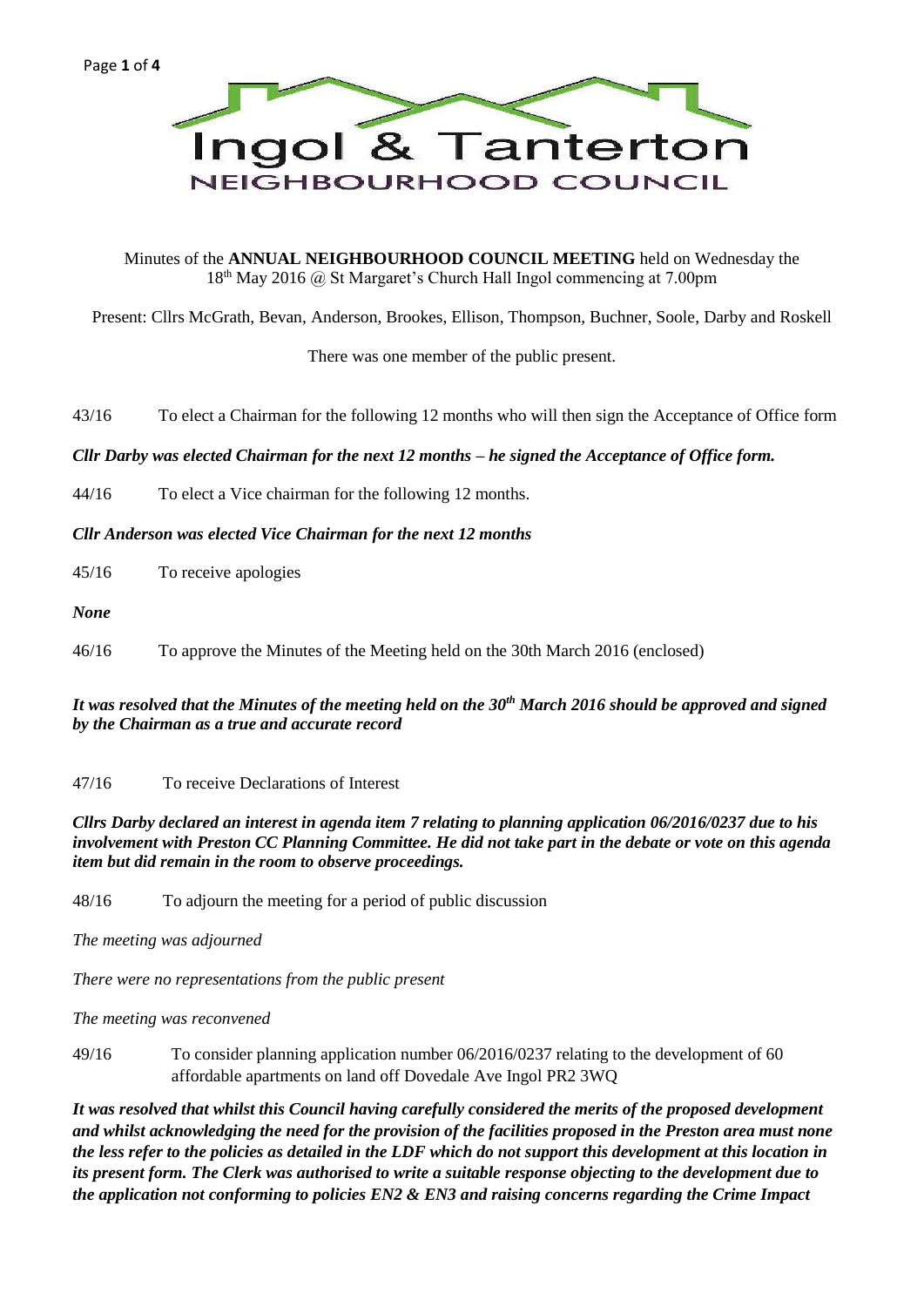# Ingol & Tanterton

## NEIGHBOURHOOD COUNCIL

Minutes of the **ANNUAL NEIGHBOURHOOD COUNCIL MEETING** held on Wednesday the 18th May 2016 @ St Margaret's Church Hall Ingol commencing at 7.00pm

Present: Cllrs McGrath, Bevan, Anderson, Brookes, Ellison, Thompson, Buchner, Soole, Darby and Roskell

There was one member of the public present.

43/16 To elect a Chairman for the following 12 months who will then sign the Acceptance of Office form

***Cllr Darby was elected Chairman for the next 12 months – he signed the Acceptance of Office form.***

44/16 To elect a Vice chairman for the following 12 months.

***Cllr Anderson was elected Vice Chairman for the next 12 months***

45/16 To receive apologies

***None***

46/16 To approve the Minutes of the Meeting held on the 30th March 2016 (enclosed)

***It was resolved that the Minutes of the meeting held on the 30th March 2016 should be approved and signed by the Chairman as a true and accurate record***

47/16 To receive Declarations of Interest

***Cllrs Darby declared an interest in agenda item 7 relating to planning application 06/2016/0237 due to his involvement with Preston CC Planning Committee. He did not take part in the debate or vote on this agenda item but did remain in the room to observe proceedings.***

48/16 To adjourn the meeting for a period of public discussion

*The meeting was adjourned*

*There were no representations from the public present*

*The meeting was reconvened*

49/16 To consider planning application number 06/2016/0237 relating to the development of 60 affordable apartments on land off Dovedale Ave Ingol PR2 3WQ

***It was resolved that whilst this Council having carefully considered the merits of the proposed development and whilst acknowledging the need for the provision of the facilities proposed in the Preston area must none the less refer to the policies as detailed in the LDF which do not support this development at this location in its present form. The Clerk was authorised to write a suitable response objecting to the development due to the application not conforming to policies EN2 & EN3 and raising concerns regarding the Crime Impact***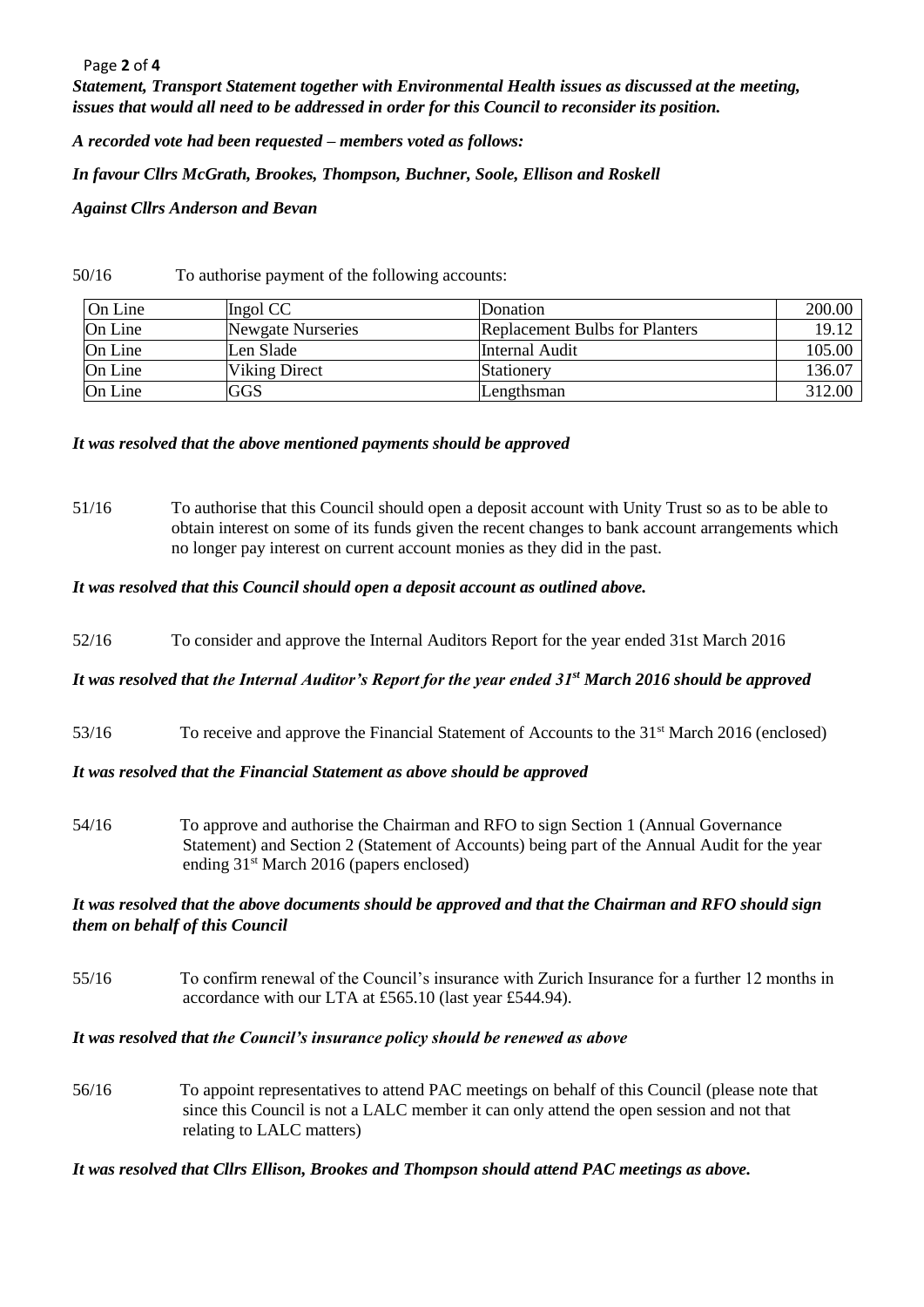***Statement, Transport Statement together with Environmental Health issues as discussed at the meeting, issues that would all need to be addressed in order for this Council to reconsider its position.***

***A recorded vote had been requested – members voted as follows:***

***In favour Cllrs McGrath, Brookes, Thompson, Buchner, Soole, Ellison and Roskell***

***Against Cllrs Anderson and Bevan***

50/16 To authorise payment of the following accounts:

| | | | |
|---|---|---|---|
| On Line | Ingol CC | Donation | 200.00 |
| On Line | Newgate Nurseries | Replacement Bulbs for Planters | 19.12 |
| On Line | Len Slade | Internal Audit | 105.00 |
| On Line | Viking Direct | Stationery | 136.07 |
| On Line | GGS | Lengthsman | 312.00 |

***It was resolved that the above mentioned payments should be approved***

51/16 To authorise that this Council should open a deposit account with Unity Trust so as to be able to obtain interest on some of its funds given the recent changes to bank account arrangements which no longer pay interest on current account monies as they did in the past.

***It was resolved that this Council should open a deposit account as outlined above.***

52/16 To consider and approve the Internal Auditors Report for the year ended 31st March 2016

***It was resolved that the Internal Auditor's Report for the year ended 31st March 2016 should be approved***

53/16 To receive and approve the Financial Statement of Accounts to the 31st March 2016 (enclosed)

***It was resolved that the Financial Statement as above should be approved***

54/16 To approve and authorise the Chairman and RFO to sign Section 1 (Annual Governance Statement) and Section 2 (Statement of Accounts) being part of the Annual Audit for the year ending 31st March 2016 (papers enclosed)

***It was resolved that the above documents should be approved and that the Chairman and RFO should sign them on behalf of this Council***

55/16 To confirm renewal of the Council's insurance with Zurich Insurance for a further 12 months in accordance with our LTA at £565.10 (last year £544.94).

***It was resolved that the Council's insurance policy should be renewed as above***

56/16 To appoint representatives to attend PAC meetings on behalf of this Council (please note that since this Council is not a LALC member it can only attend the open session and not that relating to LALC matters)

***It was resolved that Cllrs Ellison, Brookes and Thompson should attend PAC meetings as above.***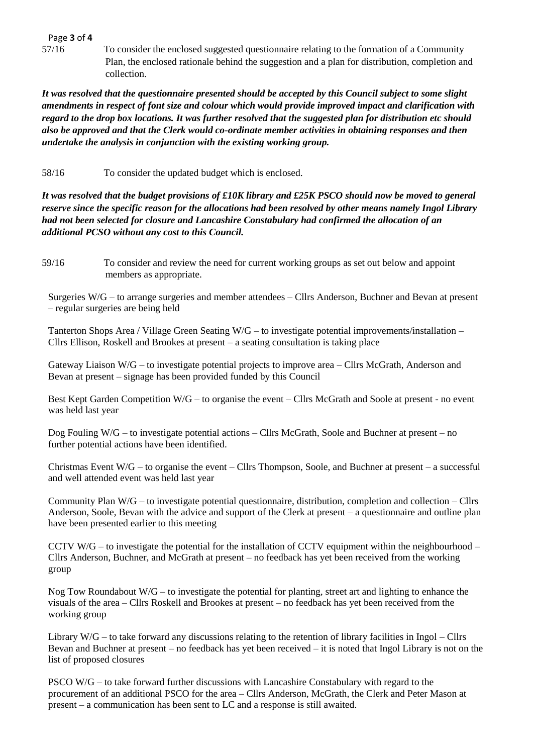57/16 To consider the enclosed suggested questionnaire relating to the formation of a Community Plan, the enclosed rationale behind the suggestion and a plan for distribution, completion and collection.

***It was resolved that the questionnaire presented should be accepted by this Council subject to some slight amendments in respect of font size and colour which would provide improved impact and clarification with regard to the drop box locations. It was further resolved that the suggested plan for distribution etc should also be approved and that the Clerk would co-ordinate member activities in obtaining responses and then undertake the analysis in conjunction with the existing working group.***

58/16 To consider the updated budget which is enclosed.

***It was resolved that the budget provisions of £10K library and £25K PSCO should now be moved to general reserve since the specific reason for the allocations had been resolved by other means namely Ingol Library had not been selected for closure and Lancashire Constabulary had confirmed the allocation of an additional PCSO without any cost to this Council.***

59/16 To consider and review the need for current working groups as set out below and appoint members as appropriate.

Surgeries W/G – to arrange surgeries and member attendees – Cllrs Anderson, Buchner and Bevan at present – regular surgeries are being held

Tanterton Shops Area / Village Green Seating W/G – to investigate potential improvements/installation – Cllrs Ellison, Roskell and Brookes at present – a seating consultation is taking place

Gateway Liaison W/G – to investigate potential projects to improve area – Cllrs McGrath, Anderson and Bevan at present – signage has been provided funded by this Council

Best Kept Garden Competition W/G – to organise the event – Cllrs McGrath and Soole at present - no event was held last year

Dog Fouling W/G – to investigate potential actions – Cllrs McGrath, Soole and Buchner at present – no further potential actions have been identified.

Christmas Event W/G – to organise the event – Cllrs Thompson, Soole, and Buchner at present – a successful and well attended event was held last year

Community Plan W/G – to investigate potential questionnaire, distribution, completion and collection – Cllrs Anderson, Soole, Bevan with the advice and support of the Clerk at present – a questionnaire and outline plan have been presented earlier to this meeting

CCTV W/G – to investigate the potential for the installation of CCTV equipment within the neighbourhood – Cllrs Anderson, Buchner, and McGrath at present – no feedback has yet been received from the working group

Nog Tow Roundabout W/G – to investigate the potential for planting, street art and lighting to enhance the visuals of the area – Cllrs Roskell and Brookes at present – no feedback has yet been received from the working group

Library W/G – to take forward any discussions relating to the retention of library facilities in Ingol – Cllrs Bevan and Buchner at present – no feedback has yet been received – it is noted that Ingol Library is not on the list of proposed closures

PSCO W/G – to take forward further discussions with Lancashire Constabulary with regard to the procurement of an additional PSCO for the area – Cllrs Anderson, McGrath, the Clerk and Peter Mason at present – a communication has been sent to LC and a response is still awaited.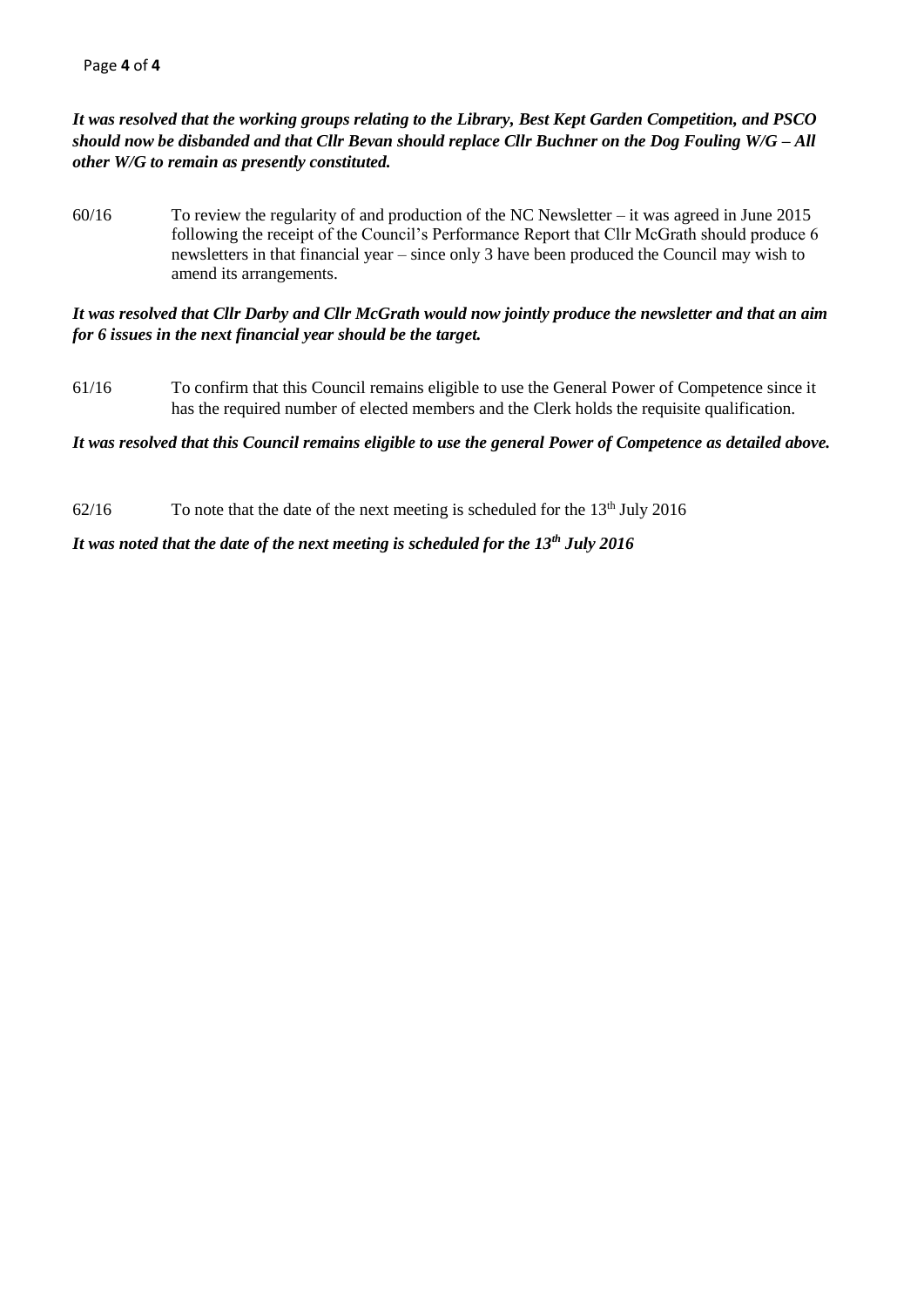***It was resolved that the working groups relating to the Library, Best Kept Garden Competition, and PSCO should now be disbanded and that Cllr Bevan should replace Cllr Buchner on the Dog Fouling W/G – All other W/G to remain as presently constituted.***

60/16 To review the regularity of and production of the NC Newsletter – it was agreed in June 2015 following the receipt of the Council's Performance Report that Cllr McGrath should produce 6 newsletters in that financial year – since only 3 have been produced the Council may wish to amend its arrangements.

***It was resolved that Cllr Darby and Cllr McGrath would now jointly produce the newsletter and that an aim for 6 issues in the next financial year should be the target.***

61/16 To confirm that this Council remains eligible to use the General Power of Competence since it has the required number of elected members and the Clerk holds the requisite qualification.

***It was resolved that this Council remains eligible to use the general Power of Competence as detailed above.***

62/16 To note that the date of the next meeting is scheduled for the 13th July 2016

***It was noted that the date of the next meeting is scheduled for the 13th July 2016***